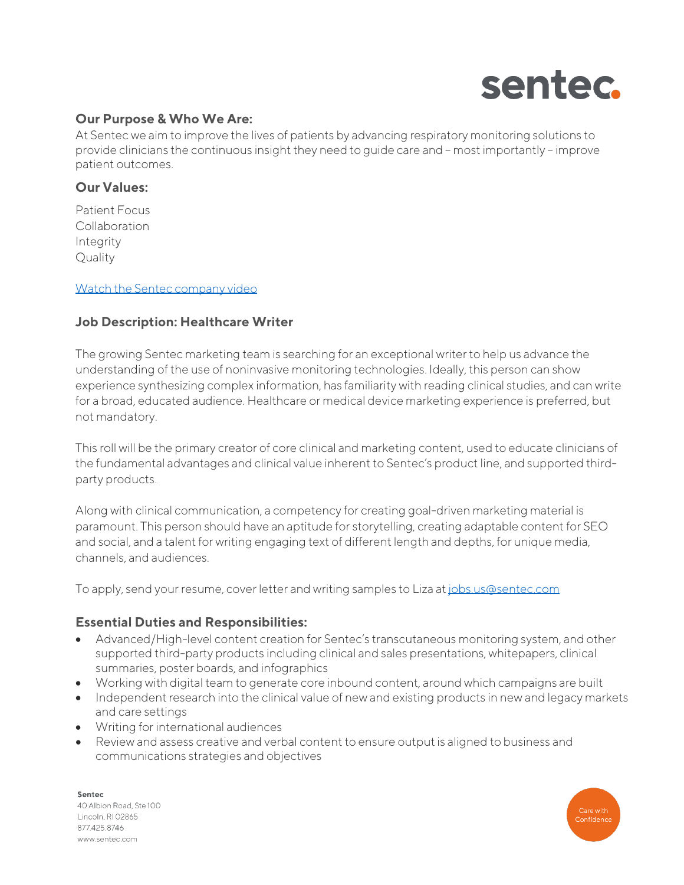## Our Purpose & Who We Are:

At Sentec we aim to improve the lives of patients by advancing respiratory monitoring solutions to provide clinicians the continuous insight they need to guide care and – most importantly – improve patient outcomes.

## Our Values:

Patient Focus
Collaboration
Integrity
Quality

[Watch the Sentec company video]

## Job Description: Healthcare Writer

The growing Sentec marketing team is searching for an exceptional writer to help us advance the understanding of the use of noninvasive monitoring technologies. Ideally, this person can show experience synthesizing complex information, has familiarity with reading clinical studies, and can write for a broad, educated audience. Healthcare or medical device marketing experience is preferred, but not mandatory.

This roll will be the primary creator of core clinical and marketing content, used to educate clinicians of the fundamental advantages and clinical value inherent to Sentec's product line, and supported third-party products.

Along with clinical communication, a competency for creating goal-driven marketing material is paramount. This person should have an aptitude for storytelling, creating adaptable content for SEO and social, and a talent for writing engaging text of different length and depths, for unique media, channels, and audiences.

To apply, send your resume, cover letter and writing samples to Liza at jobs.us@sentec.com

## Essential Duties and Responsibilities:

- Advanced/High-level content creation for Sentec's transcutaneous monitoring system, and other supported third-party products including clinical and sales presentations, whitepapers, clinical summaries, poster boards, and infographics
- Working with digital team to generate core inbound content, around which campaigns are built
- Independent research into the clinical value of new and existing products in new and legacy markets and care settings
- Writing for international audiences
- Review and assess creative and verbal content to ensure output is aligned to business and communications strategies and objectives

**Sentec**
40 Albion Road, Ste 100
Lincoln, RI 02865
877.425.8746
www.sentec.com

Care with Confidence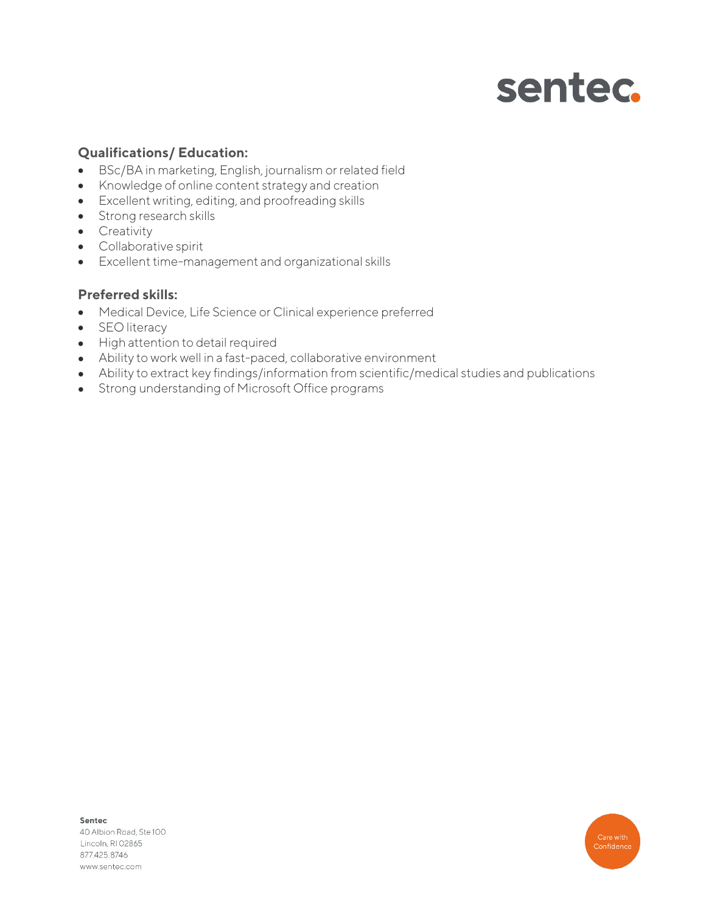### Qualifications/ Education:

- BSc/BA in marketing, English, journalism or related field
- Knowledge of online content strategy and creation
- Excellent writing, editing, and proofreading skills
- Strong research skills
- Creativity
- Collaborative spirit
- Excellent time-management and organizational skills

### Preferred skills:

- Medical Device, Life Science or Clinical experience preferred
- SEO literacy
- High attention to detail required
- Ability to work well in a fast-paced, collaborative environment
- Ability to extract key findings/information from scientific/medical studies and publications
- Strong understanding of Microsoft Office programs